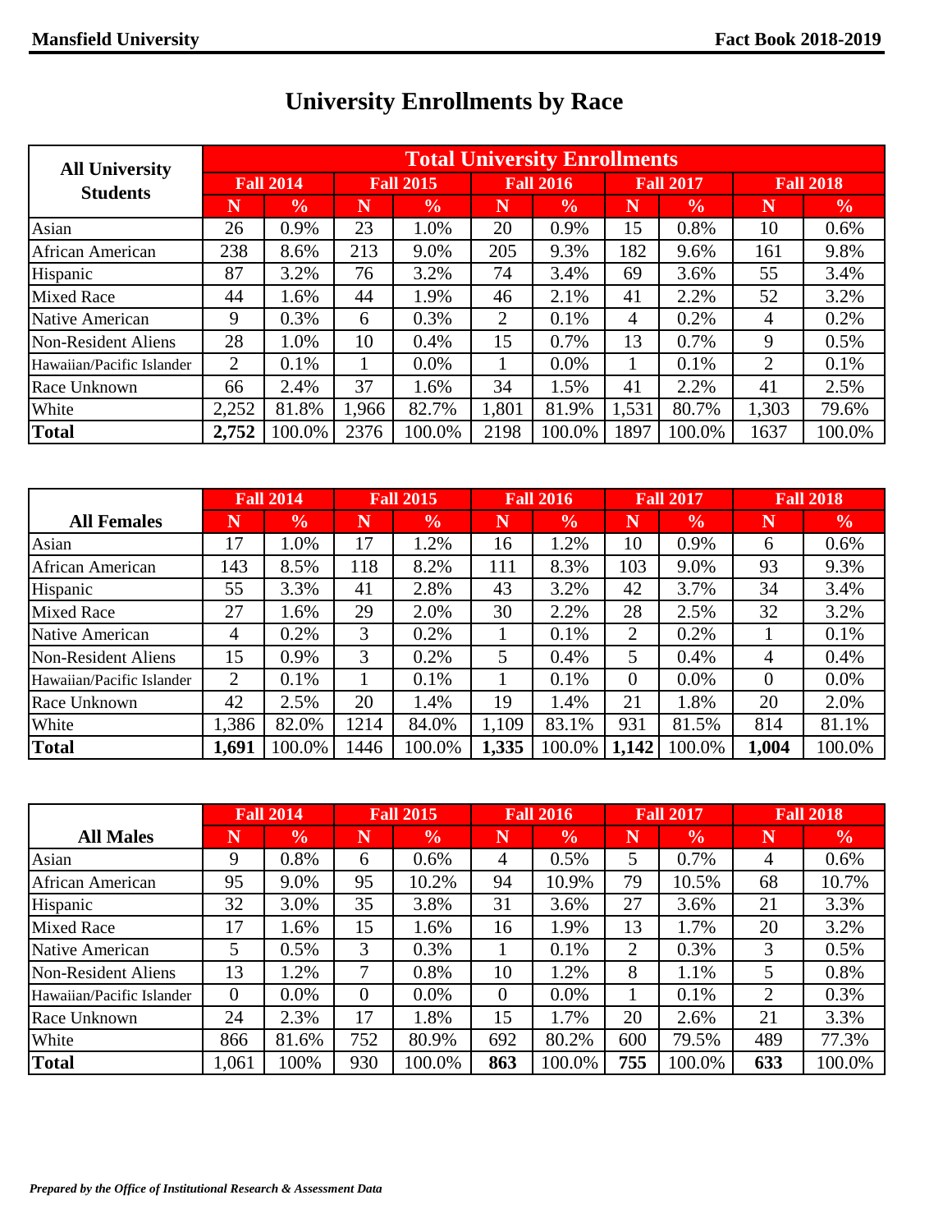# University Enrollments by Race

| All University Students | Total University Enrollments | | | | | | | | | |
|---|---|---|---|---|---|---|---|---|---|---|
| | Fall 2014 | | Fall 2015 | | Fall 2016 | | Fall 2017 | | Fall 2018 | |
| | N | % | N | % | N | % | N | % | N | % |
| Asian | 26 | 0.9% | 23 | 1.0% | 20 | 0.9% | 15 | 0.8% | 10 | 0.6% |
| African American | 238 | 8.6% | 213 | 9.0% | 205 | 9.3% | 182 | 9.6% | 161 | 9.8% |
| Hispanic | 87 | 3.2% | 76 | 3.2% | 74 | 3.4% | 69 | 3.6% | 55 | 3.4% |
| Mixed Race | 44 | 1.6% | 44 | 1.9% | 46 | 2.1% | 41 | 2.2% | 52 | 3.2% |
| Native American | 9 | 0.3% | 6 | 0.3% | 2 | 0.1% | 4 | 0.2% | 4 | 0.2% |
| Non-Resident Aliens | 28 | 1.0% | 10 | 0.4% | 15 | 0.7% | 13 | 0.7% | 9 | 0.5% |
| Hawaiian/Pacific Islander | 2 | 0.1% | 1 | 0.0% | 1 | 0.0% | 1 | 0.1% | 2 | 0.1% |
| Race Unknown | 66 | 2.4% | 37 | 1.6% | 34 | 1.5% | 41 | 2.2% | 41 | 2.5% |
| White | 2,252 | 81.8% | 1,966 | 82.7% | 1,801 | 81.9% | 1,531 | 80.7% | 1,303 | 79.6% |
| **Total** | **2,752** | 100.0% | 2376 | 100.0% | 2198 | 100.0% | 1897 | 100.0% | 1637 | 100.0% |

| All Females | Fall 2014 | | Fall 2015 | | Fall 2016 | | Fall 2017 | | Fall 2018 | |
|---|---|---|---|---|---|---|---|---|---|---|
| | N | % | N | % | N | % | N | % | N | % |
| Asian | 17 | 1.0% | 17 | 1.2% | 16 | 1.2% | 10 | 0.9% | 6 | 0.6% |
| African American | 143 | 8.5% | 118 | 8.2% | 111 | 8.3% | 103 | 9.0% | 93 | 9.3% |
| Hispanic | 55 | 3.3% | 41 | 2.8% | 43 | 3.2% | 42 | 3.7% | 34 | 3.4% |
| Mixed Race | 27 | 1.6% | 29 | 2.0% | 30 | 2.2% | 28 | 2.5% | 32 | 3.2% |
| Native American | 4 | 0.2% | 3 | 0.2% | 1 | 0.1% | 2 | 0.2% | 1 | 0.1% |
| Non-Resident Aliens | 15 | 0.9% | 3 | 0.2% | 5 | 0.4% | 5 | 0.4% | 4 | 0.4% |
| Hawaiian/Pacific Islander | 2 | 0.1% | 1 | 0.1% | 1 | 0.1% | 0 | 0.0% | 0 | 0.0% |
| Race Unknown | 42 | 2.5% | 20 | 1.4% | 19 | 1.4% | 21 | 1.8% | 20 | 2.0% |
| White | 1,386 | 82.0% | 1214 | 84.0% | 1,109 | 83.1% | 931 | 81.5% | 814 | 81.1% |
| **Total** | **1,691** | 100.0% | 1446 | 100.0% | **1,335** | 100.0% | **1,142** | 100.0% | **1,004** | 100.0% |

| All Males | Fall 2014 | | Fall 2015 | | Fall 2016 | | Fall 2017 | | Fall 2018 | |
|---|---|---|---|---|---|---|---|---|---|---|
| | N | % | N | % | N | % | N | % | N | % |
| Asian | 9 | 0.8% | 6 | 0.6% | 4 | 0.5% | 5 | 0.7% | 4 | 0.6% |
| African American | 95 | 9.0% | 95 | 10.2% | 94 | 10.9% | 79 | 10.5% | 68 | 10.7% |
| Hispanic | 32 | 3.0% | 35 | 3.8% | 31 | 3.6% | 27 | 3.6% | 21 | 3.3% |
| Mixed Race | 17 | 1.6% | 15 | 1.6% | 16 | 1.9% | 13 | 1.7% | 20 | 3.2% |
| Native American | 5 | 0.5% | 3 | 0.3% | 1 | 0.1% | 2 | 0.3% | 3 | 0.5% |
| Non-Resident Aliens | 13 | 1.2% | 7 | 0.8% | 10 | 1.2% | 8 | 1.1% | 5 | 0.8% |
| Hawaiian/Pacific Islander | 0 | 0.0% | 0 | 0.0% | 0 | 0.0% | 1 | 0.1% | 2 | 0.3% |
| Race Unknown | 24 | 2.3% | 17 | 1.8% | 15 | 1.7% | 20 | 2.6% | 21 | 3.3% |
| White | 866 | 81.6% | 752 | 80.9% | 692 | 80.2% | 600 | 79.5% | 489 | 77.3% |
| **Total** | 1,061 | 100% | 930 | 100.0% | **863** | 100.0% | **755** | 100.0% | **633** | 100.0% |

*Prepared by the Office of Institutional Research & Assessment Data*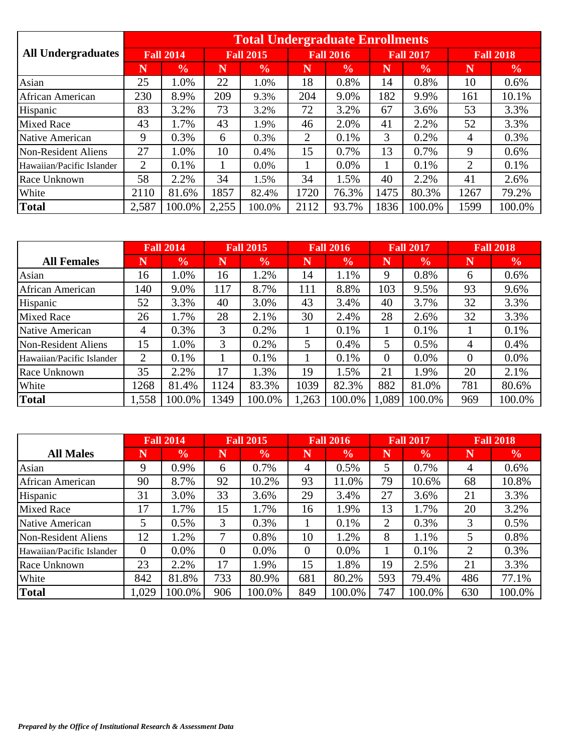| All Undergraduates | Total Undergraduate Enrollments | | | | | | | | | |
|---|---|---|---|---|---|---|---|---|---|---|
| | Fall 2014 | | Fall 2015 | | Fall 2016 | | Fall 2017 | | Fall 2018 | |
| | N | % | N | % | N | % | N | % | N | % |
| Asian | 25 | 1.0% | 22 | 1.0% | 18 | 0.8% | 14 | 0.8% | 10 | 0.6% |
| African American | 230 | 8.9% | 209 | 9.3% | 204 | 9.0% | 182 | 9.9% | 161 | 10.1% |
| Hispanic | 83 | 3.2% | 73 | 3.2% | 72 | 3.2% | 67 | 3.6% | 53 | 3.3% |
| Mixed Race | 43 | 1.7% | 43 | 1.9% | 46 | 2.0% | 41 | 2.2% | 52 | 3.3% |
| Native American | 9 | 0.3% | 6 | 0.3% | 2 | 0.1% | 3 | 0.2% | 4 | 0.3% |
| Non-Resident Aliens | 27 | 1.0% | 10 | 0.4% | 15 | 0.7% | 13 | 0.7% | 9 | 0.6% |
| Hawaiian/Pacific Islander | 2 | 0.1% | 1 | 0.0% | 1 | 0.0% | 1 | 0.1% | 2 | 0.1% |
| Race Unknown | 58 | 2.2% | 34 | 1.5% | 34 | 1.5% | 40 | 2.2% | 41 | 2.6% |
| White | 2110 | 81.6% | 1857 | 82.4% | 1720 | 76.3% | 1475 | 80.3% | 1267 | 79.2% |
| **Total** | 2,587 | 100.0% | 2,255 | 100.0% | 2112 | 93.7% | 1836 | 100.0% | 1599 | 100.0% |

| All Females | Fall 2014 | | Fall 2015 | | Fall 2016 | | Fall 2017 | | Fall 2018 | |
|---|---|---|---|---|---|---|---|---|---|---|
| | N | % | N | % | N | % | N | % | N | % |
| Asian | 16 | 1.0% | 16 | 1.2% | 14 | 1.1% | 9 | 0.8% | 6 | 0.6% |
| African American | 140 | 9.0% | 117 | 8.7% | 111 | 8.8% | 103 | 9.5% | 93 | 9.6% |
| Hispanic | 52 | 3.3% | 40 | 3.0% | 43 | 3.4% | 40 | 3.7% | 32 | 3.3% |
| Mixed Race | 26 | 1.7% | 28 | 2.1% | 30 | 2.4% | 28 | 2.6% | 32 | 3.3% |
| Native American | 4 | 0.3% | 3 | 0.2% | 1 | 0.1% | 1 | 0.1% | 1 | 0.1% |
| Non-Resident Aliens | 15 | 1.0% | 3 | 0.2% | 5 | 0.4% | 5 | 0.5% | 4 | 0.4% |
| Hawaiian/Pacific Islander | 2 | 0.1% | 1 | 0.1% | 1 | 0.1% | 0 | 0.0% | 0 | 0.0% |
| Race Unknown | 35 | 2.2% | 17 | 1.3% | 19 | 1.5% | 21 | 1.9% | 20 | 2.1% |
| White | 1268 | 81.4% | 1124 | 83.3% | 1039 | 82.3% | 882 | 81.0% | 781 | 80.6% |
| **Total** | 1,558 | 100.0% | 1349 | 100.0% | 1,263 | 100.0% | 1,089 | 100.0% | 969 | 100.0% |

| All Males | Fall 2014 | | Fall 2015 | | Fall 2016 | | Fall 2017 | | Fall 2018 | |
|---|---|---|---|---|---|---|---|---|---|---|
| | N | % | N | % | N | % | N | % | N | % |
| Asian | 9 | 0.9% | 6 | 0.7% | 4 | 0.5% | 5 | 0.7% | 4 | 0.6% |
| African American | 90 | 8.7% | 92 | 10.2% | 93 | 11.0% | 79 | 10.6% | 68 | 10.8% |
| Hispanic | 31 | 3.0% | 33 | 3.6% | 29 | 3.4% | 27 | 3.6% | 21 | 3.3% |
| Mixed Race | 17 | 1.7% | 15 | 1.7% | 16 | 1.9% | 13 | 1.7% | 20 | 3.2% |
| Native American | 5 | 0.5% | 3 | 0.3% | 1 | 0.1% | 2 | 0.3% | 3 | 0.5% |
| Non-Resident Aliens | 12 | 1.2% | 7 | 0.8% | 10 | 1.2% | 8 | 1.1% | 5 | 0.8% |
| Hawaiian/Pacific Islander | 0 | 0.0% | 0 | 0.0% | 0 | 0.0% | 1 | 0.1% | 2 | 0.3% |
| Race Unknown | 23 | 2.2% | 17 | 1.9% | 15 | 1.8% | 19 | 2.5% | 21 | 3.3% |
| White | 842 | 81.8% | 733 | 80.9% | 681 | 80.2% | 593 | 79.4% | 486 | 77.1% |
| **Total** | 1,029 | 100.0% | 906 | 100.0% | 849 | 100.0% | 747 | 100.0% | 630 | 100.0% |

*Prepared by the Office of Institutional Research & Assessment Data*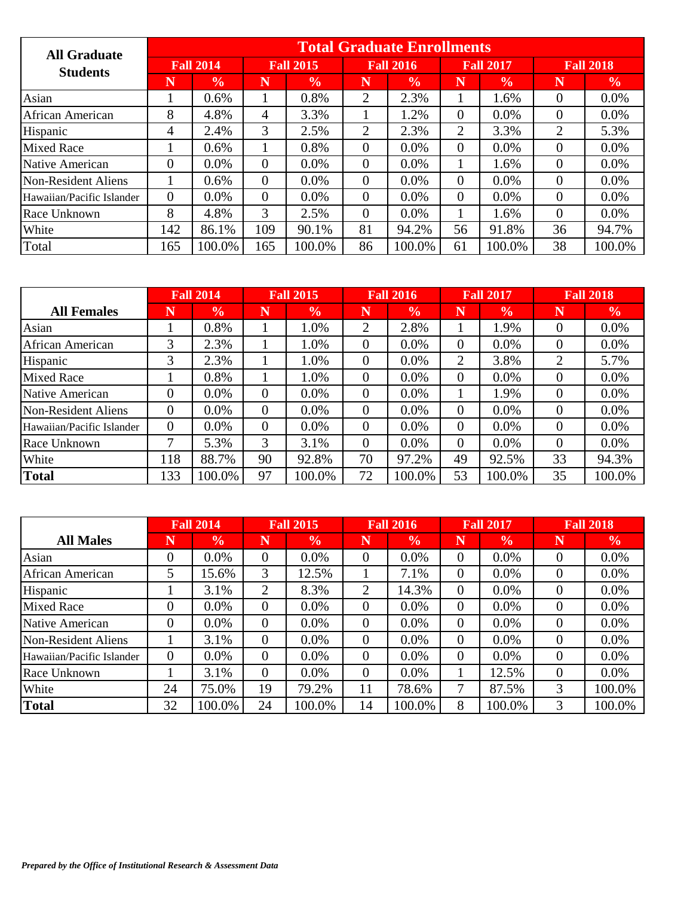| All Graduate Students | Total Graduate Enrollments | | | | | | | | | |
|---|---|---|---|---|---|---|---|---|---|---|
| | Fall 2014 | | Fall 2015 | | Fall 2016 | | Fall 2017 | | Fall 2018 | |
| | N | % | N | % | N | % | N | % | N | % |
| Asian | 1 | 0.6% | 1 | 0.8% | 2 | 2.3% | 1 | 1.6% | 0 | 0.0% |
| African American | 8 | 4.8% | 4 | 3.3% | 1 | 1.2% | 0 | 0.0% | 0 | 0.0% |
| Hispanic | 4 | 2.4% | 3 | 2.5% | 2 | 2.3% | 2 | 3.3% | 2 | 5.3% |
| Mixed Race | 1 | 0.6% | 1 | 0.8% | 0 | 0.0% | 0 | 0.0% | 0 | 0.0% |
| Native American | 0 | 0.0% | 0 | 0.0% | 0 | 0.0% | 1 | 1.6% | 0 | 0.0% |
| Non-Resident Aliens | 1 | 0.6% | 0 | 0.0% | 0 | 0.0% | 0 | 0.0% | 0 | 0.0% |
| Hawaiian/Pacific Islander | 0 | 0.0% | 0 | 0.0% | 0 | 0.0% | 0 | 0.0% | 0 | 0.0% |
| Race Unknown | 8 | 4.8% | 3 | 2.5% | 0 | 0.0% | 1 | 1.6% | 0 | 0.0% |
| White | 142 | 86.1% | 109 | 90.1% | 81 | 94.2% | 56 | 91.8% | 36 | 94.7% |
| Total | 165 | 100.0% | 165 | 100.0% | 86 | 100.0% | 61 | 100.0% | 38 | 100.0% |

| All Females | Fall 2014 | | Fall 2015 | | Fall 2016 | | Fall 2017 | | Fall 2018 | |
|---|---|---|---|---|---|---|---|---|---|---|
| | N | % | N | % | N | % | N | % | N | % |
| Asian | 1 | 0.8% | 1 | 1.0% | 2 | 2.8% | 1 | 1.9% | 0 | 0.0% |
| African American | 3 | 2.3% | 1 | 1.0% | 0 | 0.0% | 0 | 0.0% | 0 | 0.0% |
| Hispanic | 3 | 2.3% | 1 | 1.0% | 0 | 0.0% | 2 | 3.8% | 2 | 5.7% |
| Mixed Race | 1 | 0.8% | 1 | 1.0% | 0 | 0.0% | 0 | 0.0% | 0 | 0.0% |
| Native American | 0 | 0.0% | 0 | 0.0% | 0 | 0.0% | 1 | 1.9% | 0 | 0.0% |
| Non-Resident Aliens | 0 | 0.0% | 0 | 0.0% | 0 | 0.0% | 0 | 0.0% | 0 | 0.0% |
| Hawaiian/Pacific Islander | 0 | 0.0% | 0 | 0.0% | 0 | 0.0% | 0 | 0.0% | 0 | 0.0% |
| Race Unknown | 7 | 5.3% | 3 | 3.1% | 0 | 0.0% | 0 | 0.0% | 0 | 0.0% |
| White | 118 | 88.7% | 90 | 92.8% | 70 | 97.2% | 49 | 92.5% | 33 | 94.3% |
| **Total** | 133 | 100.0% | 97 | 100.0% | 72 | 100.0% | 53 | 100.0% | 35 | 100.0% |

| All Males | Fall 2014 | | Fall 2015 | | Fall 2016 | | Fall 2017 | | Fall 2018 | |
|---|---|---|---|---|---|---|---|---|---|---|
| | N | % | N | % | N | % | N | % | N | % |
| Asian | 0 | 0.0% | 0 | 0.0% | 0 | 0.0% | 0 | 0.0% | 0 | 0.0% |
| African American | 5 | 15.6% | 3 | 12.5% | 1 | 7.1% | 0 | 0.0% | 0 | 0.0% |
| Hispanic | 1 | 3.1% | 2 | 8.3% | 2 | 14.3% | 0 | 0.0% | 0 | 0.0% |
| Mixed Race | 0 | 0.0% | 0 | 0.0% | 0 | 0.0% | 0 | 0.0% | 0 | 0.0% |
| Native American | 0 | 0.0% | 0 | 0.0% | 0 | 0.0% | 0 | 0.0% | 0 | 0.0% |
| Non-Resident Aliens | 1 | 3.1% | 0 | 0.0% | 0 | 0.0% | 0 | 0.0% | 0 | 0.0% |
| Hawaiian/Pacific Islander | 0 | 0.0% | 0 | 0.0% | 0 | 0.0% | 0 | 0.0% | 0 | 0.0% |
| Race Unknown | 1 | 3.1% | 0 | 0.0% | 0 | 0.0% | 1 | 12.5% | 0 | 0.0% |
| White | 24 | 75.0% | 19 | 79.2% | 11 | 78.6% | 7 | 87.5% | 3 | 100.0% |
| **Total** | 32 | 100.0% | 24 | 100.0% | 14 | 100.0% | 8 | 100.0% | 3 | 100.0% |

***Prepared by the Office of Institutional Research & Assessment Data***